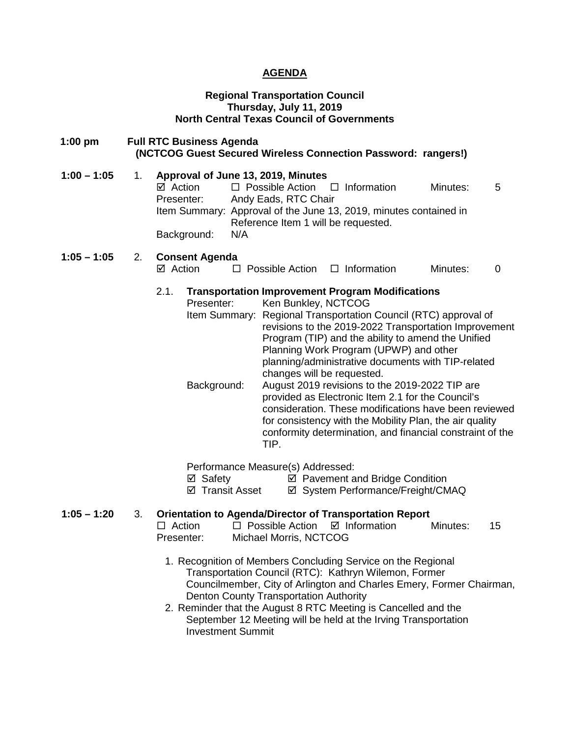# AGENDA

**Regional Transportation Council**
**Thursday, July 11, 2019**
**North Central Texas Council of Governments**

**1:00 pm** **Full RTC Business Agenda**
**(NCTCOG Guest Secured Wireless Connection Password: rangers!)**

**1:00 – 1:05** 1. **Approval of June 13, 2019, Minutes**

☑ Action ☐ Possible Action ☐ Information Minutes: 5

Presenter: Andy Eads, RTC Chair

Item Summary: Approval of the June 13, 2019, minutes contained in Reference Item 1 will be requested.

Background: N/A

**1:05 – 1:05** 2. **Consent Agenda**

☑ Action ☐ Possible Action ☐ Information Minutes: 0

2.1. **Transportation Improvement Program Modifications**

Presenter: Ken Bunkley, NCTCOG

Item Summary: Regional Transportation Council (RTC) approval of revisions to the 2019-2022 Transportation Improvement Program (TIP) and the ability to amend the Unified Planning Work Program (UPWP) and other planning/administrative documents with TIP-related changes will be requested.

Background: August 2019 revisions to the 2019-2022 TIP are provided as Electronic Item 2.1 for the Council's consideration. These modifications have been reviewed for consistency with the Mobility Plan, the air quality conformity determination, and financial constraint of the TIP.

Performance Measure(s) Addressed:

☑ Safety ☑ Pavement and Bridge Condition

☑ Transit Asset ☑ System Performance/Freight/CMAQ

**1:05 – 1:20** 3. **Orientation to Agenda/Director of Transportation Report**

☐ Action ☐ Possible Action ☑ Information Minutes: 15

Presenter: Michael Morris, NCTCOG

1. Recognition of Members Concluding Service on the Regional Transportation Council (RTC): Kathryn Wilemon, Former Councilmember, City of Arlington and Charles Emery, Former Chairman, Denton County Transportation Authority
2. Reminder that the August 8 RTC Meeting is Cancelled and the September 12 Meeting will be held at the Irving Transportation Investment Summit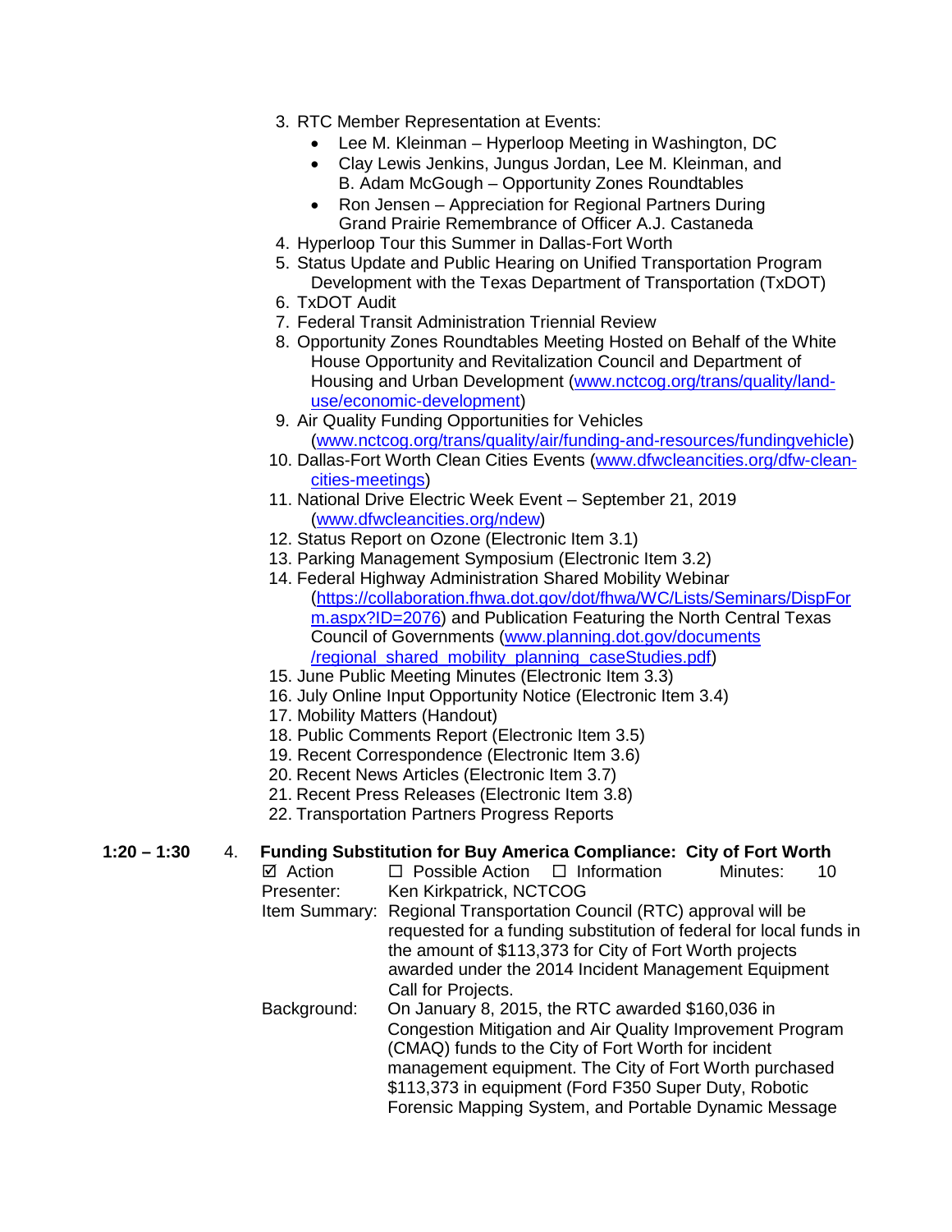3. RTC Member Representation at Events:
    - Lee M. Kleinman – Hyperloop Meeting in Washington, DC
    - Clay Lewis Jenkins, Jungus Jordan, Lee M. Kleinman, and B. Adam McGough – Opportunity Zones Roundtables
    - Ron Jensen – Appreciation for Regional Partners During Grand Prairie Remembrance of Officer A.J. Castaneda
4. Hyperloop Tour this Summer in Dallas-Fort Worth
5. Status Update and Public Hearing on Unified Transportation Program Development with the Texas Department of Transportation (TxDOT)
6. TxDOT Audit
7. Federal Transit Administration Triennial Review
8. Opportunity Zones Roundtables Meeting Hosted on Behalf of the White House Opportunity and Revitalization Council and Department of Housing and Urban Development (www.nctcog.org/trans/quality/land-use/economic-development)
9. Air Quality Funding Opportunities for Vehicles (www.nctcog.org/trans/quality/air/funding-and-resources/fundingvehicle)
10. Dallas-Fort Worth Clean Cities Events (www.dfwcleancities.org/dfw-clean-cities-meetings)
11. National Drive Electric Week Event – September 21, 2019 (www.dfwcleancities.org/ndew)
12. Status Report on Ozone (Electronic Item 3.1)
13. Parking Management Symposium (Electronic Item 3.2)
14. Federal Highway Administration Shared Mobility Webinar (https://collaboration.fhwa.dot.gov/dot/fhwa/WC/Lists/Seminars/DispForm.aspx?ID=2076) and Publication Featuring the North Central Texas Council of Governments (www.planning.dot.gov/documents/regional_shared_mobility_planning_caseStudies.pdf)
15. June Public Meeting Minutes (Electronic Item 3.3)
16. July Online Input Opportunity Notice (Electronic Item 3.4)
17. Mobility Matters (Handout)
18. Public Comments Report (Electronic Item 3.5)
19. Recent Correspondence (Electronic Item 3.6)
20. Recent News Articles (Electronic Item 3.7)
21. Recent Press Releases (Electronic Item 3.8)
22. Transportation Partners Progress Reports

**1:20 – 1:30** 4. **Funding Substitution for Buy America Compliance: City of Fort Worth**

☑ Action ☐ Possible Action ☐ Information Minutes: 10

Presenter: Ken Kirkpatrick, NCTCOG

Item Summary: Regional Transportation Council (RTC) approval will be requested for a funding substitution of federal for local funds in the amount of $113,373 for City of Fort Worth projects awarded under the 2014 Incident Management Equipment Call for Projects.

Background: On January 8, 2015, the RTC awarded $160,036 in Congestion Mitigation and Air Quality Improvement Program (CMAQ) funds to the City of Fort Worth for incident management equipment. The City of Fort Worth purchased $113,373 in equipment (Ford F350 Super Duty, Robotic Forensic Mapping System, and Portable Dynamic Message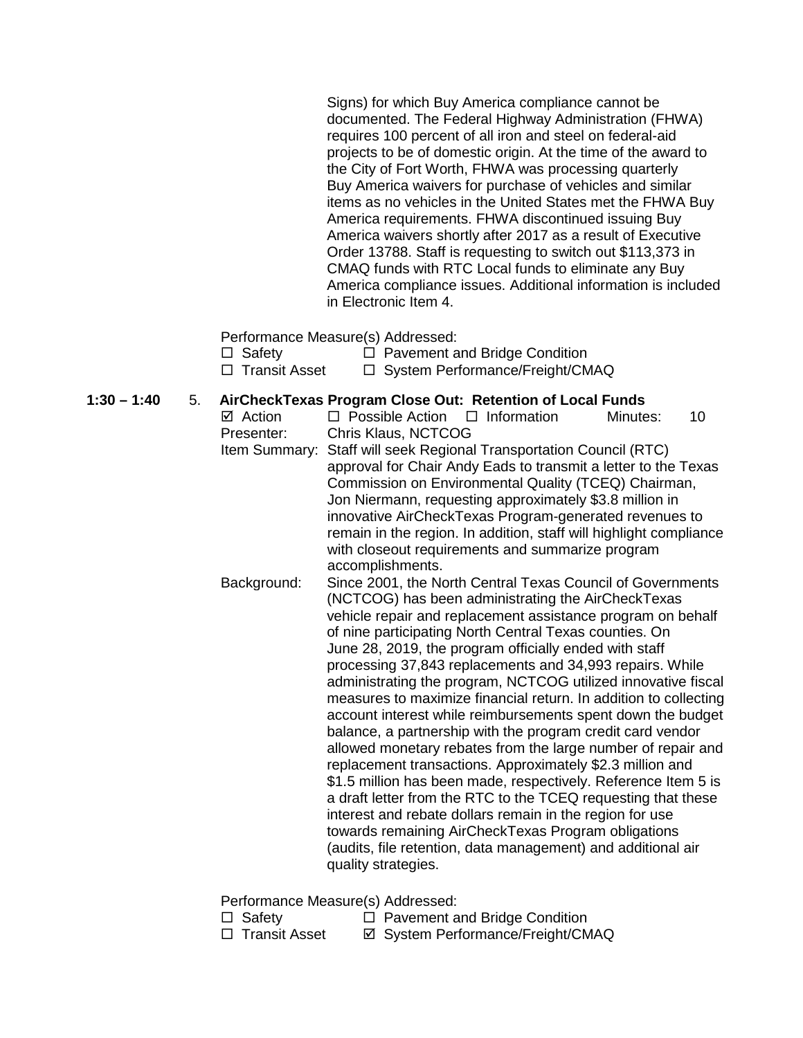Signs) for which Buy America compliance cannot be documented. The Federal Highway Administration (FHWA) requires 100 percent of all iron and steel on federal-aid projects to be of domestic origin. At the time of the award to the City of Fort Worth, FHWA was processing quarterly Buy America waivers for purchase of vehicles and similar items as no vehicles in the United States met the FHWA Buy America requirements. FHWA discontinued issuing Buy America waivers shortly after 2017 as a result of Executive Order 13788. Staff is requesting to switch out $113,373 in CMAQ funds with RTC Local funds to eliminate any Buy America compliance issues. Additional information is included in Electronic Item 4.

Performance Measure(s) Addressed:

☐ Safety ☐ Pavement and Bridge Condition
☐ Transit Asset ☐ System Performance/Freight/CMAQ

**1:30 – 1:40 5. AirCheckTexas Program Close Out: Retention of Local Funds**

☑ Action ☐ Possible Action ☐ Information Minutes: 10

Presenter: Chris Klaus, NCTCOG

Item Summary: Staff will seek Regional Transportation Council (RTC) approval for Chair Andy Eads to transmit a letter to the Texas Commission on Environmental Quality (TCEQ) Chairman, Jon Niermann, requesting approximately $3.8 million in innovative AirCheckTexas Program-generated revenues to remain in the region. In addition, staff will highlight compliance with closeout requirements and summarize program accomplishments.

Background: Since 2001, the North Central Texas Council of Governments (NCTCOG) has been administrating the AirCheckTexas vehicle repair and replacement assistance program on behalf of nine participating North Central Texas counties. On June 28, 2019, the program officially ended with staff processing 37,843 replacements and 34,993 repairs. While administrating the program, NCTCOG utilized innovative fiscal measures to maximize financial return. In addition to collecting account interest while reimbursements spent down the budget balance, a partnership with the program credit card vendor allowed monetary rebates from the large number of repair and replacement transactions. Approximately $2.3 million and $1.5 million has been made, respectively. Reference Item 5 is a draft letter from the RTC to the TCEQ requesting that these interest and rebate dollars remain in the region for use towards remaining AirCheckTexas Program obligations (audits, file retention, data management) and additional air quality strategies.

Performance Measure(s) Addressed:

☐ Safety ☐ Pavement and Bridge Condition
☐ Transit Asset ☑ System Performance/Freight/CMAQ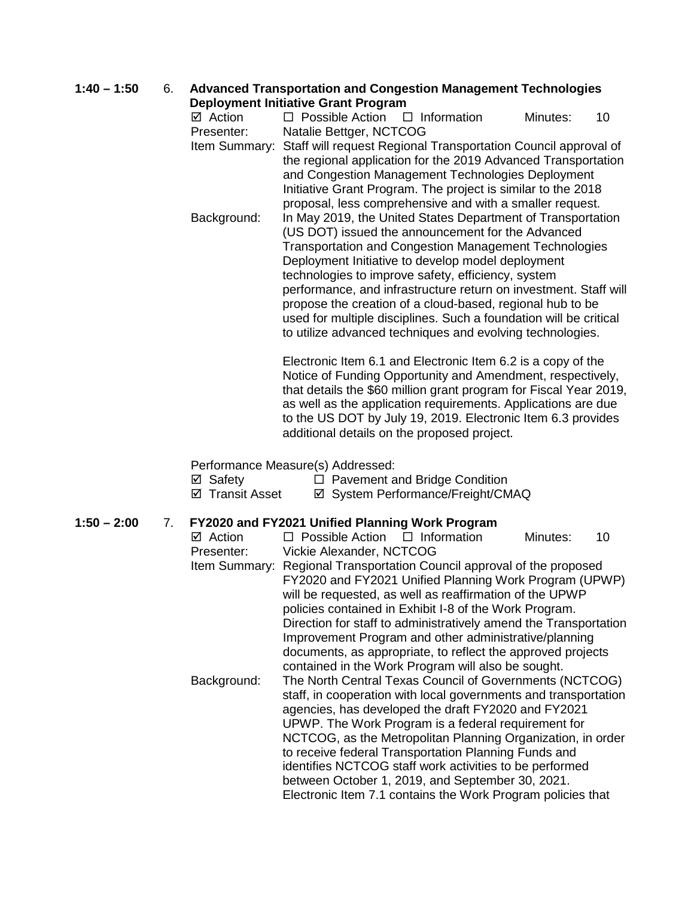**1:40 – 1:50** 6. **Advanced Transportation and Congestion Management Technologies Deployment Initiative Grant Program**

☑ Action ☐ Possible Action ☐ Information Minutes: 10

Presenter: Natalie Bettger, NCTCOG

Item Summary: Staff will request Regional Transportation Council approval of the regional application for the 2019 Advanced Transportation and Congestion Management Technologies Deployment Initiative Grant Program. The project is similar to the 2018 proposal, less comprehensive and with a smaller request.

Background: In May 2019, the United States Department of Transportation (US DOT) issued the announcement for the Advanced Transportation and Congestion Management Technologies Deployment Initiative to develop model deployment technologies to improve safety, efficiency, system performance, and infrastructure return on investment. Staff will propose the creation of a cloud-based, regional hub to be used for multiple disciplines. Such a foundation will be critical to utilize advanced techniques and evolving technologies.

Electronic Item 6.1 and Electronic Item 6.2 is a copy of the Notice of Funding Opportunity and Amendment, respectively, that details the $60 million grant program for Fiscal Year 2019, as well as the application requirements. Applications are due to the US DOT by July 19, 2019. Electronic Item 6.3 provides additional details on the proposed project.

Performance Measure(s) Addressed:

☑ Safety ☐ Pavement and Bridge Condition

☑ Transit Asset ☑ System Performance/Freight/CMAQ

**1:50 – 2:00** 7. **FY2020 and FY2021 Unified Planning Work Program**

☑ Action ☐ Possible Action ☐ Information Minutes: 10

Presenter: Vickie Alexander, NCTCOG

Item Summary: Regional Transportation Council approval of the proposed FY2020 and FY2021 Unified Planning Work Program (UPWP) will be requested, as well as reaffirmation of the UPWP policies contained in Exhibit I-8 of the Work Program. Direction for staff to administratively amend the Transportation Improvement Program and other administrative/planning documents, as appropriate, to reflect the approved projects contained in the Work Program will also be sought.

Background: The North Central Texas Council of Governments (NCTCOG) staff, in cooperation with local governments and transportation agencies, has developed the draft FY2020 and FY2021 UPWP. The Work Program is a federal requirement for NCTCOG, as the Metropolitan Planning Organization, in order to receive federal Transportation Planning Funds and identifies NCTCOG staff work activities to be performed between October 1, 2019, and September 30, 2021. Electronic Item 7.1 contains the Work Program policies that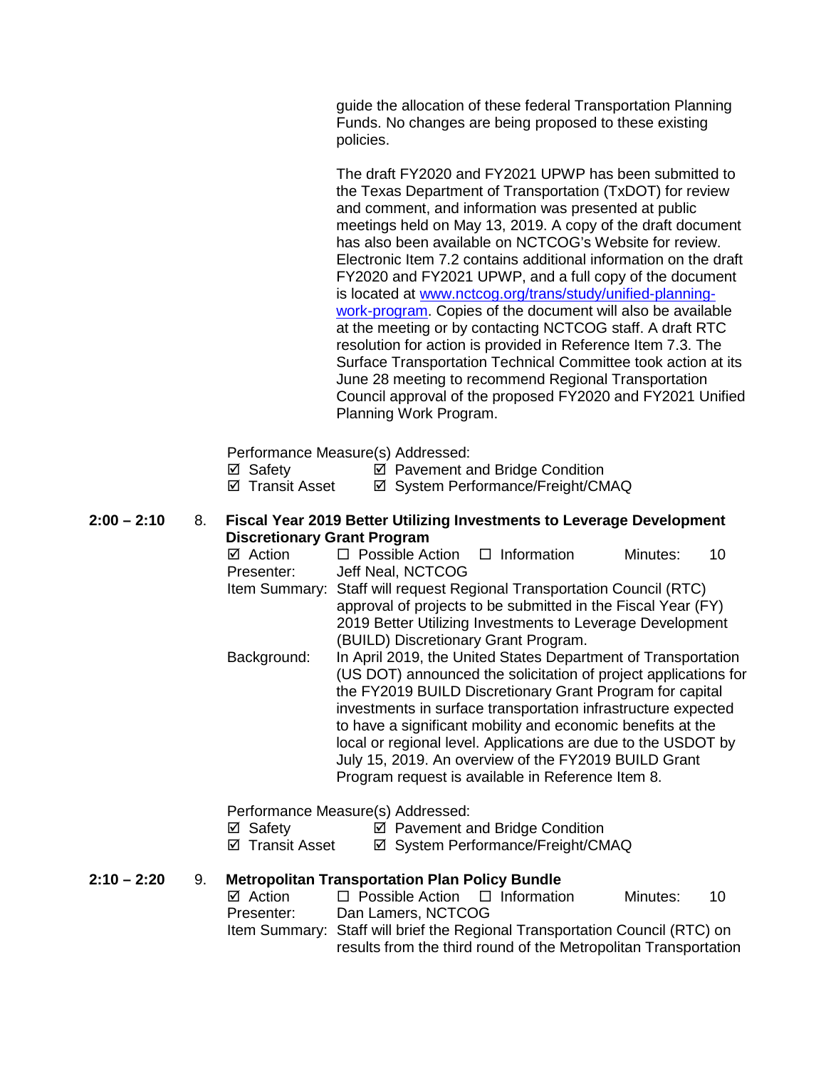guide the allocation of these federal Transportation Planning Funds. No changes are being proposed to these existing policies.

The draft FY2020 and FY2021 UPWP has been submitted to the Texas Department of Transportation (TxDOT) for review and comment, and information was presented at public meetings held on May 13, 2019. A copy of the draft document has also been available on NCTCOG's Website for review. Electronic Item 7.2 contains additional information on the draft FY2020 and FY2021 UPWP, and a full copy of the document is located at [www.nctcog.org/trans/study/unified-planning-work-program](http://www.nctcog.org/trans/study/unified-planning-work-program). Copies of the document will also be available at the meeting or by contacting NCTCOG staff. A draft RTC resolution for action is provided in Reference Item 7.3. The Surface Transportation Technical Committee took action at its June 28 meeting to recommend Regional Transportation Council approval of the proposed FY2020 and FY2021 Unified Planning Work Program.

Performance Measure(s) Addressed:
☑ Safety ☑ Pavement and Bridge Condition
☑ Transit Asset ☑ System Performance/Freight/CMAQ

**2:00 – 2:10** 8. **Fiscal Year 2019 Better Utilizing Investments to Leverage Development Discretionary Grant Program**

☑ Action ☐ Possible Action ☐ Information Minutes: 10

Presenter: Jeff Neal, NCTCOG

Item Summary: Staff will request Regional Transportation Council (RTC) approval of projects to be submitted in the Fiscal Year (FY) 2019 Better Utilizing Investments to Leverage Development (BUILD) Discretionary Grant Program.

Background: In April 2019, the United States Department of Transportation (US DOT) announced the solicitation of project applications for the FY2019 BUILD Discretionary Grant Program for capital investments in surface transportation infrastructure expected to have a significant mobility and economic benefits at the local or regional level. Applications are due to the USDOT by July 15, 2019. An overview of the FY2019 BUILD Grant Program request is available in Reference Item 8.

Performance Measure(s) Addressed:
☑ Safety ☑ Pavement and Bridge Condition
☑ Transit Asset ☑ System Performance/Freight/CMAQ

**2:10 – 2:20** 9. **Metropolitan Transportation Plan Policy Bundle**

☑ Action ☐ Possible Action ☐ Information Minutes: 10

Presenter: Dan Lamers, NCTCOG

Item Summary: Staff will brief the Regional Transportation Council (RTC) on results from the third round of the Metropolitan Transportation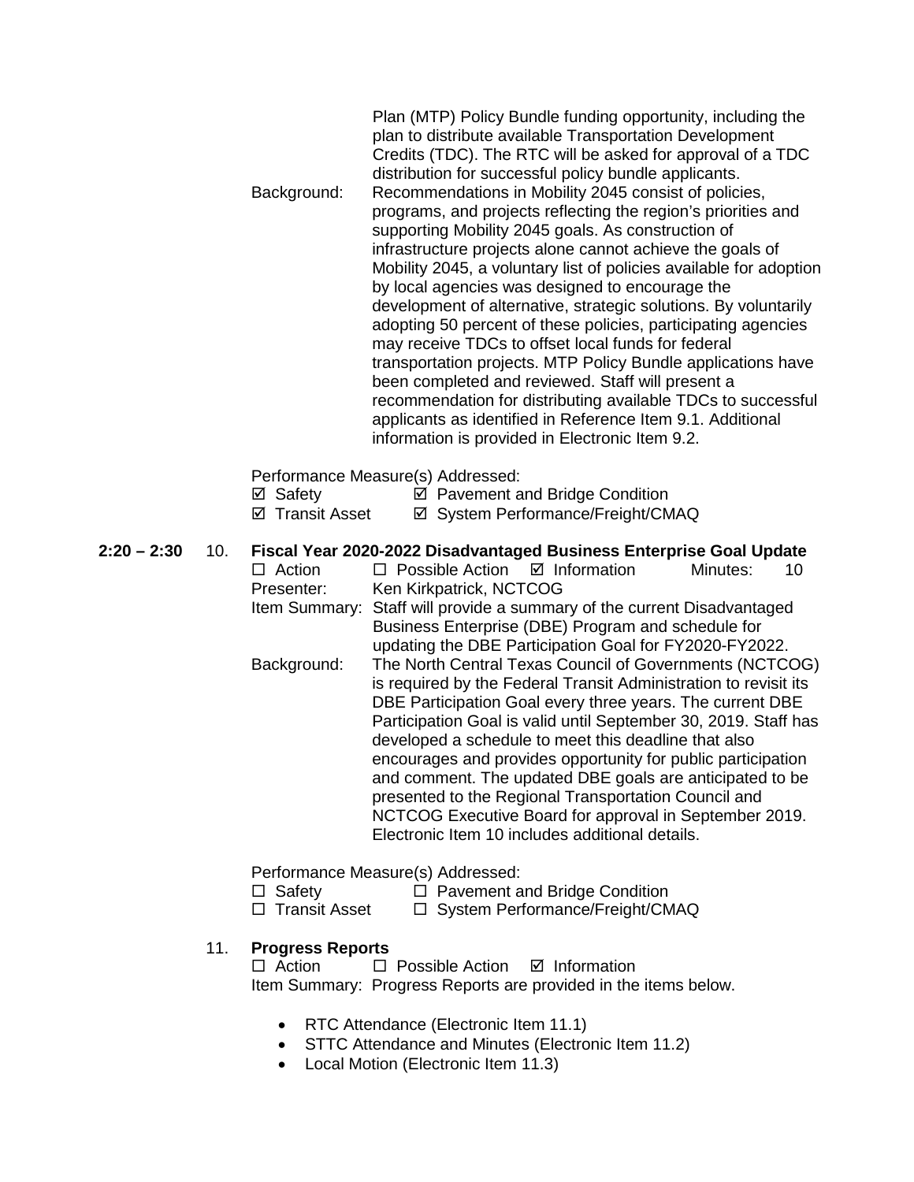Plan (MTP) Policy Bundle funding opportunity, including the plan to distribute available Transportation Development Credits (TDC). The RTC will be asked for approval of a TDC distribution for successful policy bundle applicants.

Background: Recommendations in Mobility 2045 consist of policies, programs, and projects reflecting the region's priorities and supporting Mobility 2045 goals. As construction of infrastructure projects alone cannot achieve the goals of Mobility 2045, a voluntary list of policies available for adoption by local agencies was designed to encourage the development of alternative, strategic solutions. By voluntarily adopting 50 percent of these policies, participating agencies may receive TDCs to offset local funds for federal transportation projects. MTP Policy Bundle applications have been completed and reviewed. Staff will present a recommendation for distributing available TDCs to successful applicants as identified in Reference Item 9.1. Additional information is provided in Electronic Item 9.2.

Performance Measure(s) Addressed:

☑ Safety ☑ Pavement and Bridge Condition

☑ Transit Asset ☑ System Performance/Freight/CMAQ

**2:20 – 2:30** 10. **Fiscal Year 2020-2022 Disadvantaged Business Enterprise Goal Update**

☐ Action ☐ Possible Action ☑ Information Minutes: 10

Presenter: Ken Kirkpatrick, NCTCOG

Item Summary: Staff will provide a summary of the current Disadvantaged Business Enterprise (DBE) Program and schedule for updating the DBE Participation Goal for FY2020-FY2022.

Background: The North Central Texas Council of Governments (NCTCOG) is required by the Federal Transit Administration to revisit its DBE Participation Goal every three years. The current DBE Participation Goal is valid until September 30, 2019. Staff has developed a schedule to meet this deadline that also encourages and provides opportunity for public participation and comment. The updated DBE goals are anticipated to be presented to the Regional Transportation Council and NCTCOG Executive Board for approval in September 2019. Electronic Item 10 includes additional details.

Performance Measure(s) Addressed:

☐ Safety ☐ Pavement and Bridge Condition

☐ Transit Asset ☐ System Performance/Freight/CMAQ

11. **Progress Reports**

☐ Action ☐ Possible Action ☑ Information

Item Summary: Progress Reports are provided in the items below.

- RTC Attendance (Electronic Item 11.1)
- STTC Attendance and Minutes (Electronic Item 11.2)
- Local Motion (Electronic Item 11.3)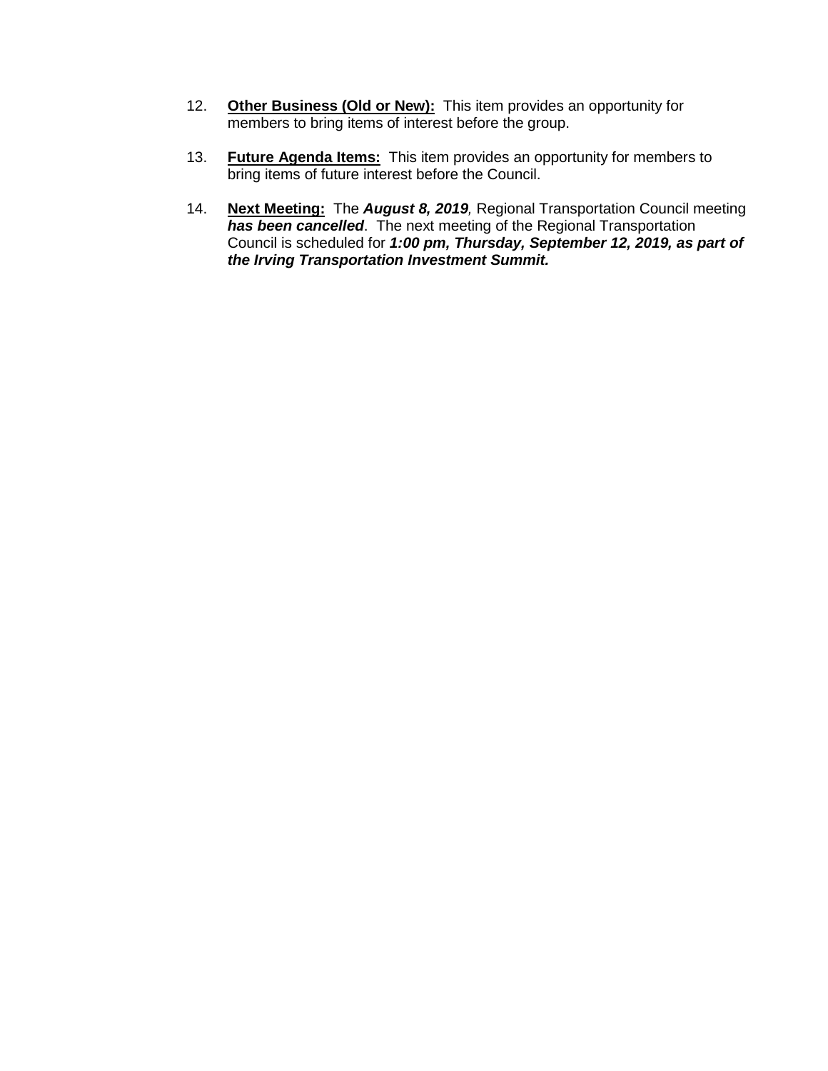12. **Other Business (Old or New):** This item provides an opportunity for members to bring items of interest before the group.

13. **Future Agenda Items:** This item provides an opportunity for members to bring items of future interest before the Council.

14. **Next Meeting:** The ***August 8, 2019***, Regional Transportation Council meeting ***has been cancelled***. The next meeting of the Regional Transportation Council is scheduled for ***1:00 pm, Thursday, September 12, 2019, as part of the Irving Transportation Investment Summit.***